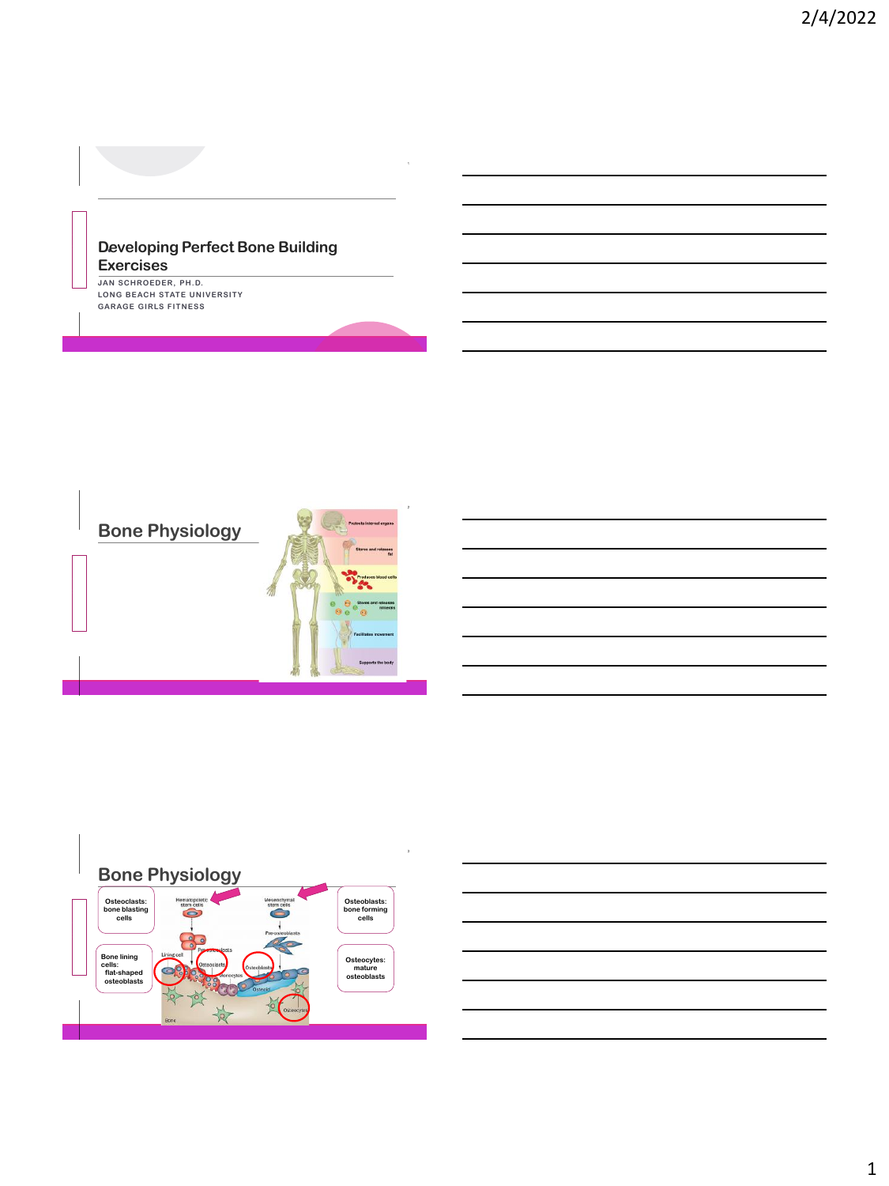# Developing Perfect Bone Building Exercises

JAN SCHROEDER, PH.D.
LONG BEACH STATE UNIVERSITY
GARAGE GIRLS FITNESS

## Bone Physiology

- Protects internal organs
- Stores and releases fat
- Produces blood cells
- Stores and releases minerals
- Facilitates movement
- Supports the body

## Bone Physiology

**Osteoclasts:** bone blasting cells

**Bone lining cells:** flat-shaped osteoblasts

**Osteoblasts:** bone forming cells

**Osteocytes:** mature osteoblasts

Hematopoietic stem cells

Mesenchymal stem cells

Pre-osteoclasts

Pre-osteoblasts

Lining cell

Osteoclasts

Osteoblasts

Monocytes

Osteoid

Osteocytes

Bone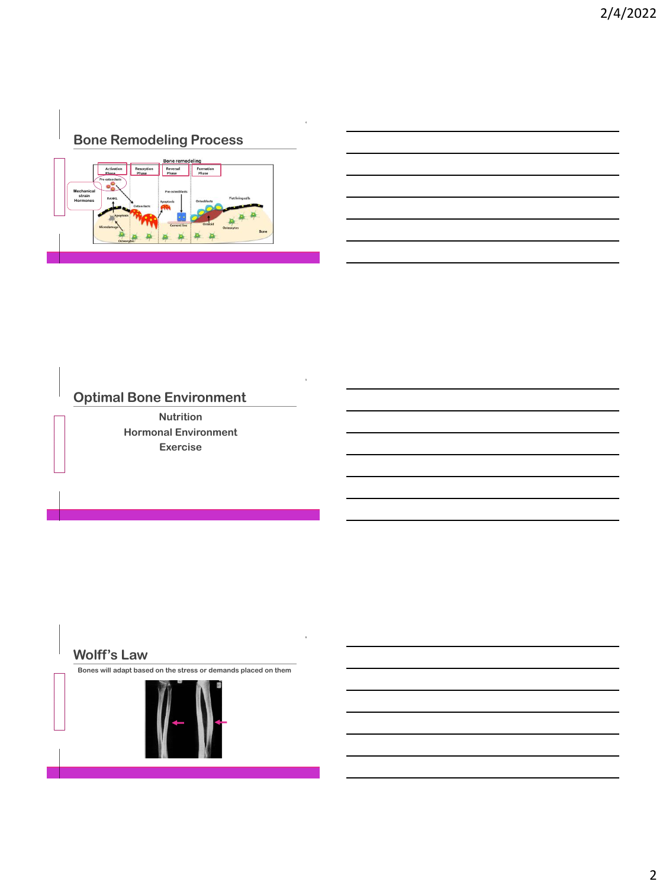## Bone Remodeling Process

## Optimal Bone Environment

**Nutrition**

**Hormonal Environment**

**Exercise**

## Wolff's Law

**Bones will adapt based on the stress or demands placed on them**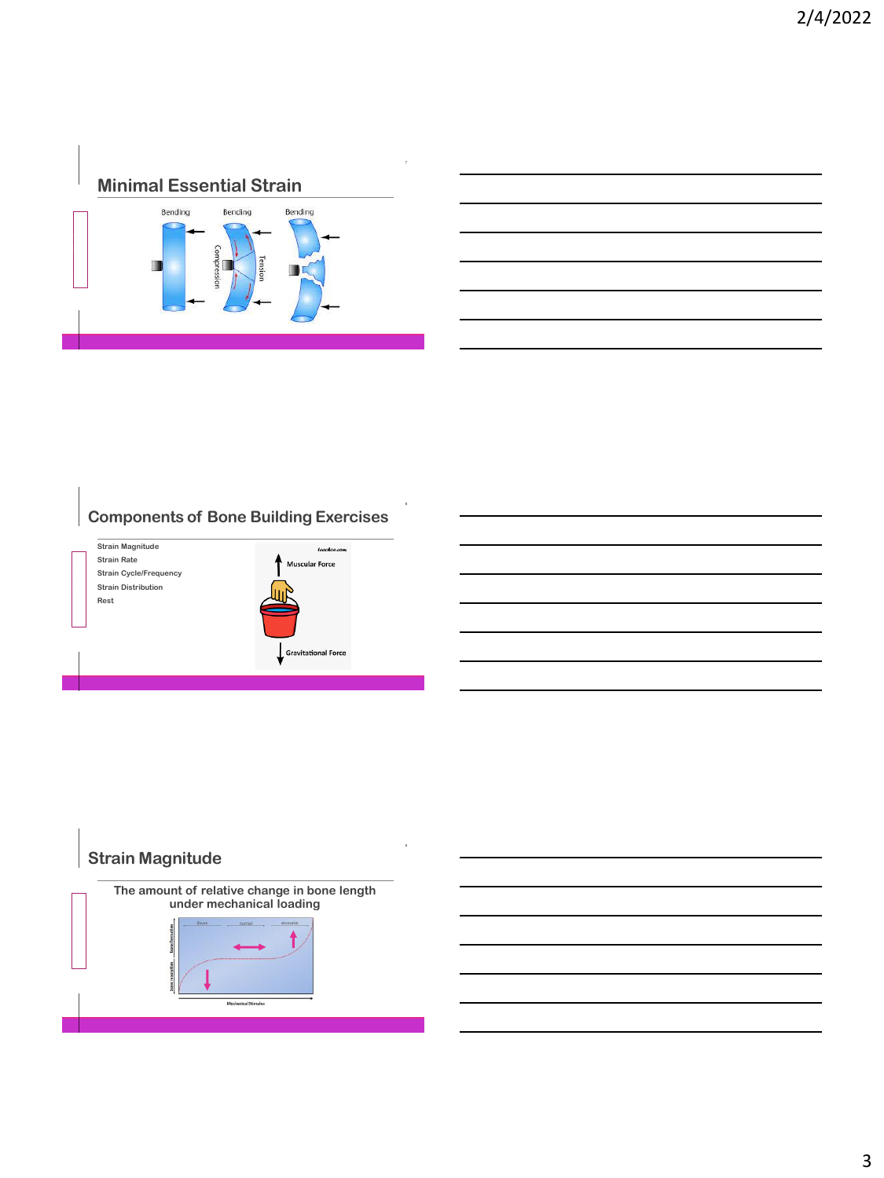## Minimal Essential Strain

## Components of Bone Building Exercises

- Strain Magnitude
- Strain Rate
- Strain Cycle/Frequency
- Strain Distribution
- Rest

## Strain Magnitude

The amount of relative change in bone length under mechanical loading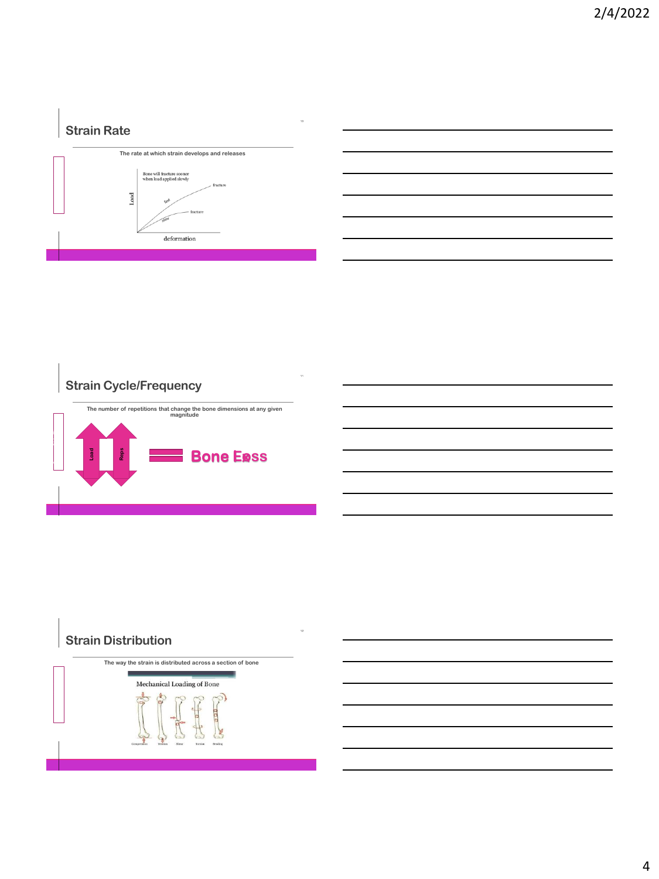## Strain Rate

The rate at which strain develops and releases

Bone will fracture sooner when load applied slowly

Load

fast

slow

fracture

fracture

deformation

## Strain Cycle/Frequency

The number of repetitions that change the bone dimensions at any given magnitude

Load

Reps

Bone Loss

## Strain Distribution

The way the strain is distributed across a section of bone

Mechanical Loading of Bone

Compression

Tension

Shear

Torsion

Bending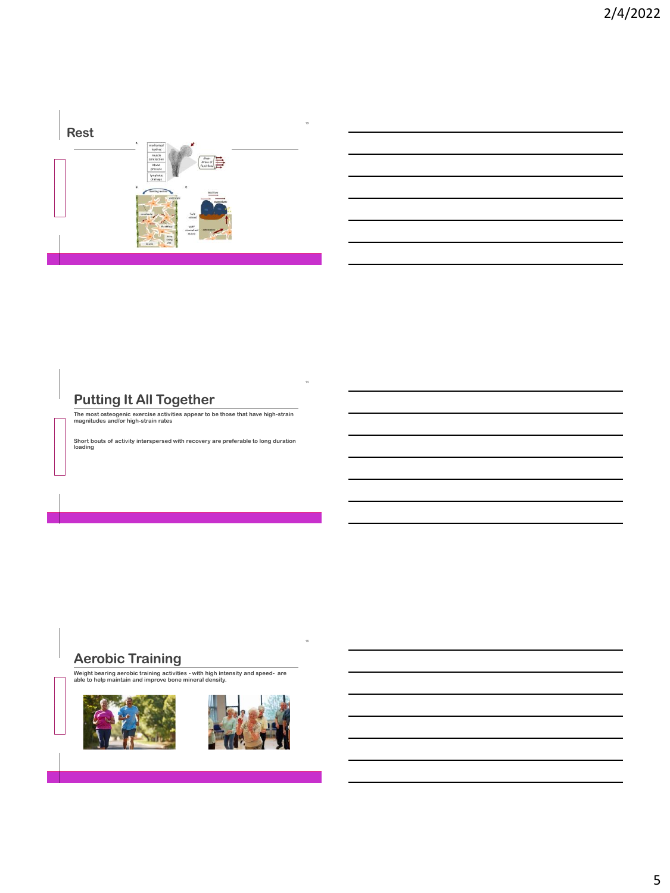## Rest

## Putting It All Together

The most osteogenic exercise activities appear to be those that have high-strain magnitudes and/or high-strain rates

Short bouts of activity interspersed with recovery are preferable to long duration loading

## Aerobic Training

Weight bearing aerobic training activities - with high intensity and speed- are able to help maintain and improve bone mineral density.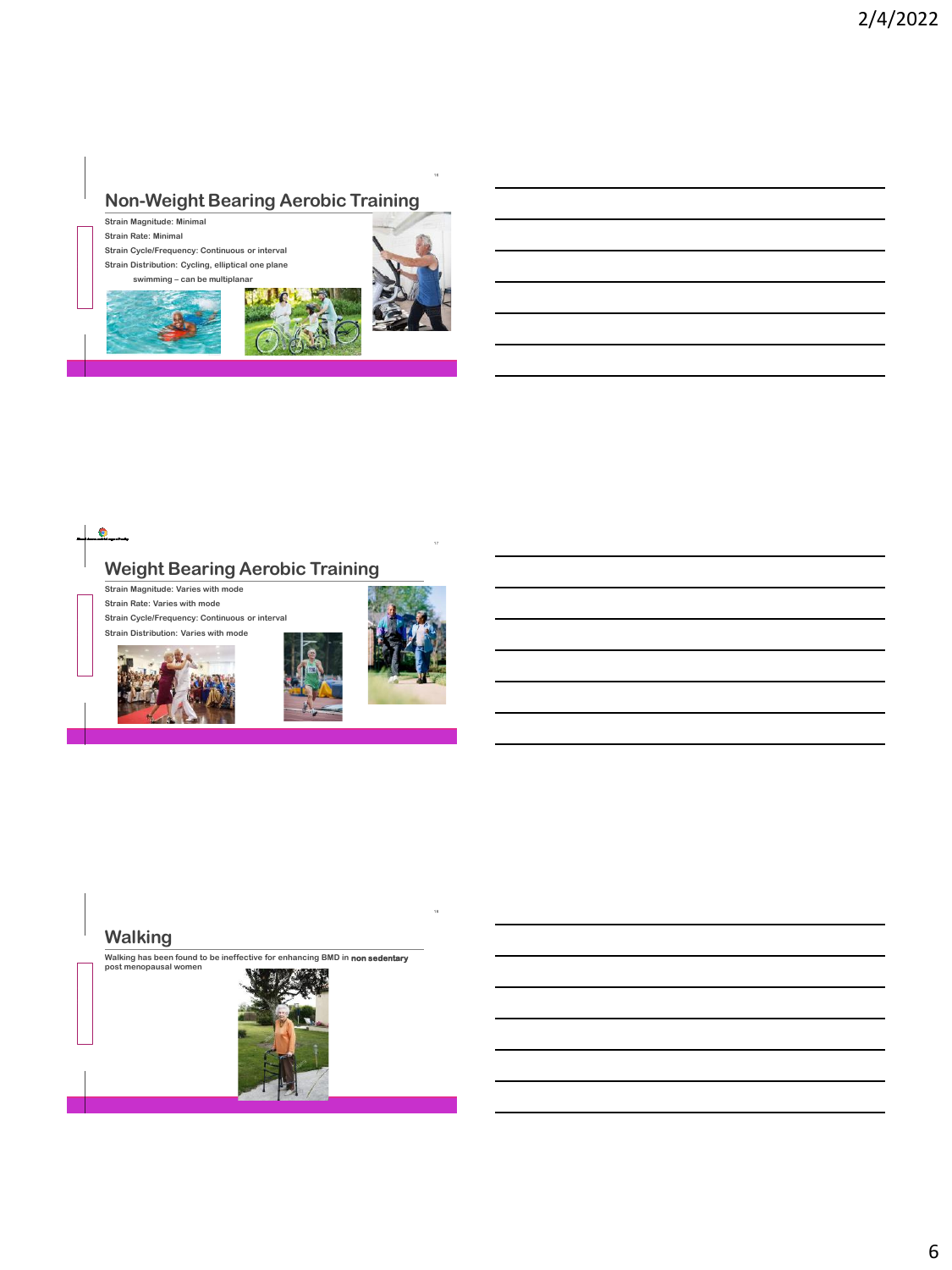## Non-Weight Bearing Aerobic Training

Strain Magnitude: Minimal

Strain Rate: Minimal

Strain Cycle/Frequency: Continuous or interval

Strain Distribution: Cycling, elliptical one plane

swimming – can be multiplanar

## Weight Bearing Aerobic Training

Strain Magnitude: Varies with mode

Strain Rate: Varies with mode

Strain Cycle/Frequency: Continuous or interval

Strain Distribution: Varies with mode

## Walking

Walking has been found to be ineffective for enhancing BMD in **non sedentary** post menopausal women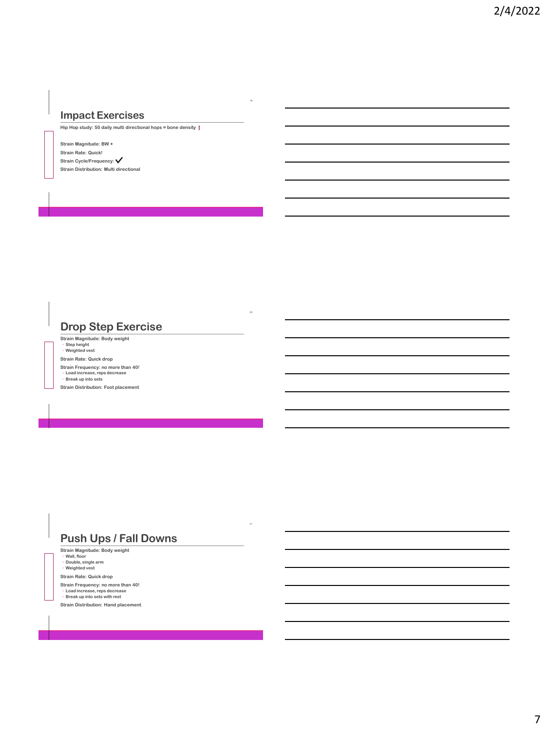## Impact Exercises

Hip Hop study: 50 daily multi directional hops = bone density ↑

Strain Magnitude: BW +

Strain Rate: Quick!

Strain Cycle/Frequency: ✓

Strain Distribution: Multi directional

## Drop Step Exercise

Strain Magnitude: Body weight
- Step height
- Weighted vest

Strain Rate: Quick drop

Strain Frequency: no more than 40!
- Load increase, reps decrease
- Break up into sets

Strain Distribution: Foot placement

## Push Ups / Fall Downs

Strain Magnitude: Body weight
- Wall, floor
- Double, single arm
- Weighted vest

Strain Rate: Quick drop

Strain Frequency: no more than 40!
- Load increase, reps decrease
- Break up into sets with rest

Strain Distribution: Hand placement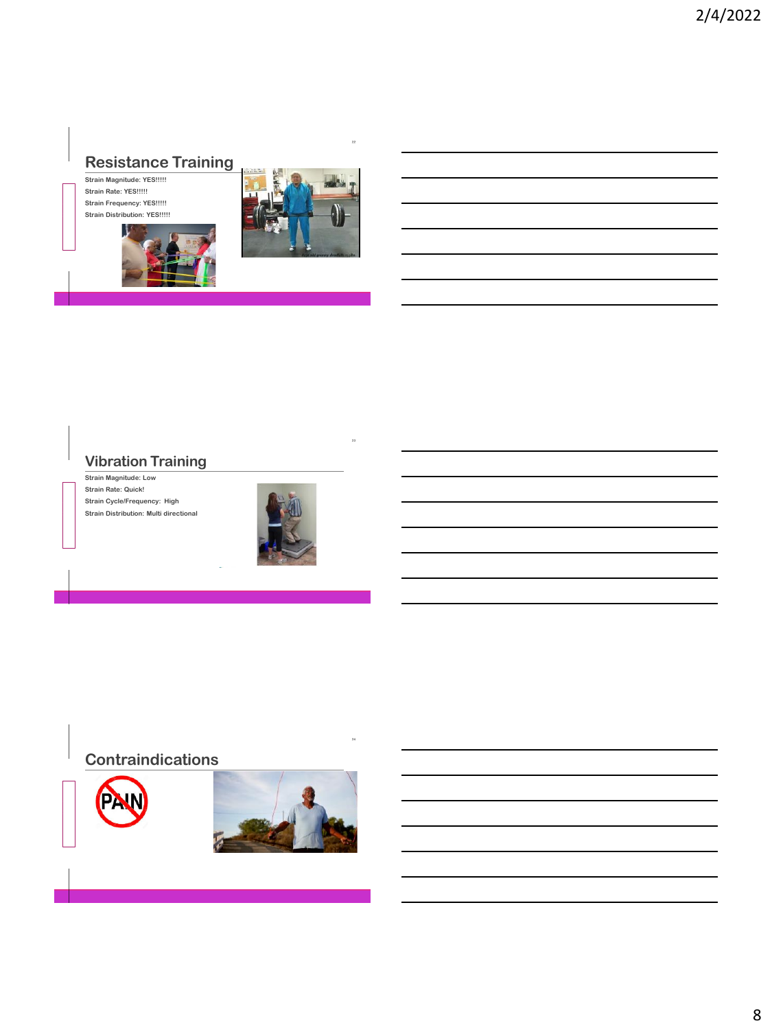## Resistance Training

Strain Magnitude: YES!!!!!

Strain Rate: YES!!!!!

Strain Frequency: YES!!!!!

Strain Distribution: YES!!!!!

## Vibration Training

Strain Magnitude: Low

Strain Rate: Quick!

Strain Cycle/Frequency: High

Strain Distribution: Multi directional

## Contraindications

PAIN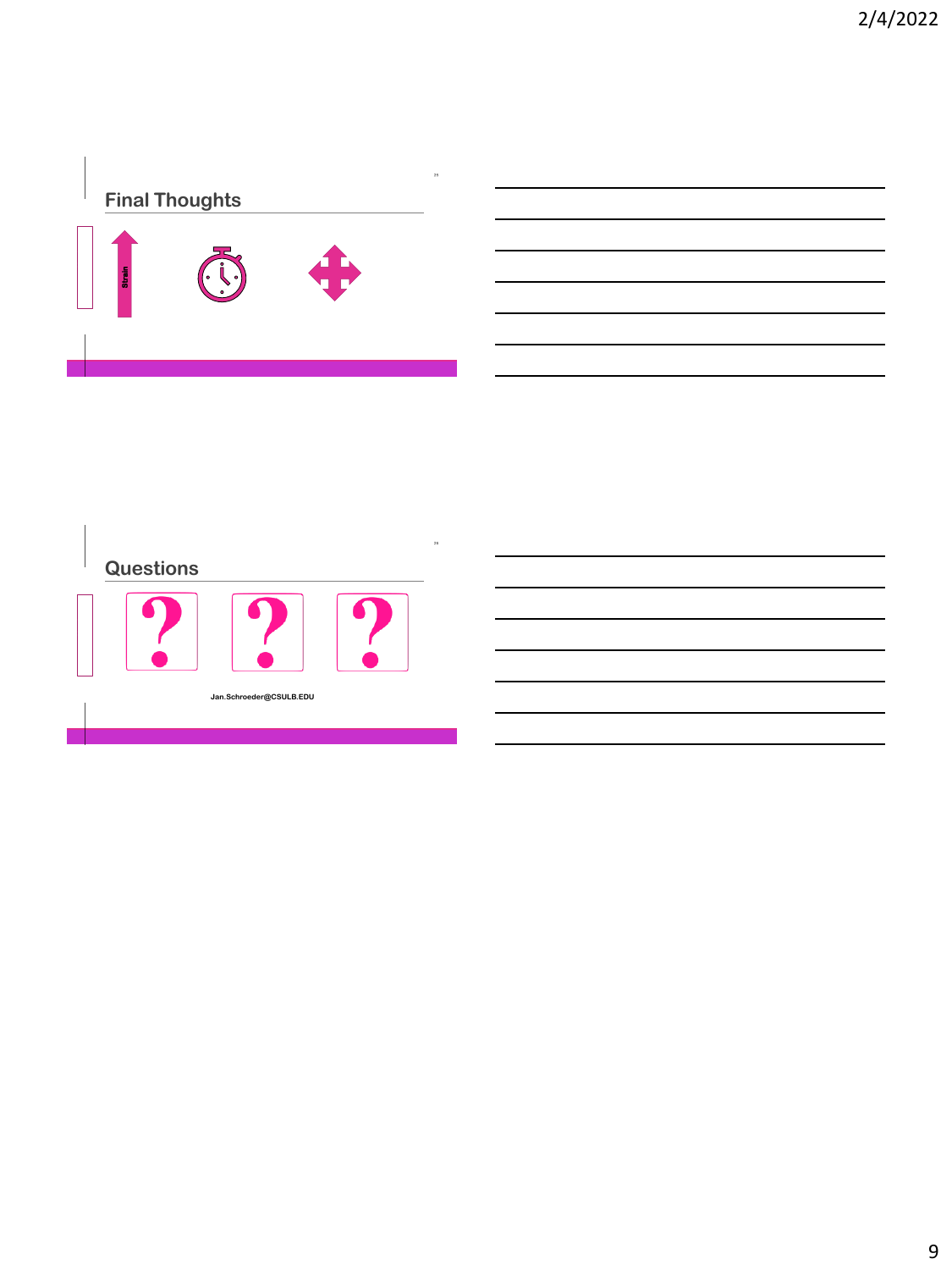## Final Thoughts

Strain

## Questions

Jan.Schroeder@CSULB.EDU